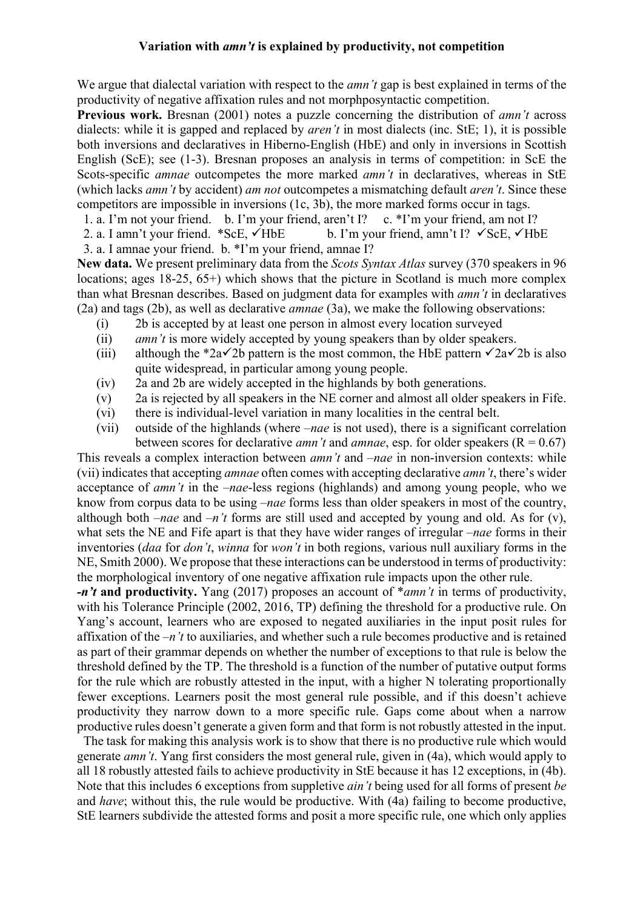# Variation with *amn't* is explained by productivity, not competition

We argue that dialectal variation with respect to the *amn't* gap is best explained in terms of the productivity of negative affixation rules and not morphposyntactic competition.

**Previous work.** Bresnan (2001) notes a puzzle concerning the distribution of *amn't* across dialects: while it is gapped and replaced by *aren't* in most dialects (inc. StE; 1), it is possible both inversions and declaratives in Hiberno-English (HbE) and only in inversions in Scottish English (ScE); see (1-3). Bresnan proposes an analysis in terms of competition: in ScE the Scots-specific *amnae* outcompetes the more marked *amn't* in declaratives, whereas in StE (which lacks *amn't* by accident) *am not* outcompetes a mismatching default *aren't*. Since these competitors are impossible in inversions (1c, 3b), the more marked forms occur in tags.

1. a. I'm not your friend. b. I'm your friend, aren't I? c. *I'm your friend, am not I?
2. a. I amn't your friend. *ScE, ✓HbE b. I'm your friend, amn't I? ✓ScE, ✓HbE
3. a. I amnae your friend. b. *I'm your friend, amnae I?

**New data.** We present preliminary data from the *Scots Syntax Atlas* survey (370 speakers in 96 locations; ages 18-25, 65+) which shows that the picture in Scotland is much more complex than what Bresnan describes. Based on judgment data for examples with *amn't* in declaratives (2a) and tags (2b), as well as declarative *amnae* (3a), we make the following observations:

- (i) 2b is accepted by at least one person in almost every location surveyed
- (ii) *amn't* is more widely accepted by young speakers than by older speakers.
- (iii) although the *2a✓2b pattern is the most common, the HbE pattern ✓2a✓2b is also quite widespread, in particular among young people.
- (iv) 2a and 2b are widely accepted in the highlands by both generations.
- (v) 2a is rejected by all speakers in the NE corner and almost all older speakers in Fife.
- (vi) there is individual-level variation in many localities in the central belt.
- (vii) outside of the highlands (where *–nae* is not used), there is a significant correlation between scores for declarative *amn't* and *amnae*, esp. for older speakers ($R = 0.67$)

This reveals a complex interaction between *amn't* and *–nae* in non-inversion contexts: while (vii) indicates that accepting *amnae* often comes with accepting declarative *amn't*, there's wider acceptance of *amn't* in the *–nae*-less regions (highlands) and among young people, who we know from corpus data to be using *–nae* forms less than older speakers in most of the country, although both *–nae* and *–n't* forms are still used and accepted by young and old. As for (v), what sets the NE and Fife apart is that they have wider ranges of irregular *–nae* forms in their inventories (*daa* for *don't*, *winna* for *won't* in both regions, various null auxiliary forms in the NE, Smith 2000). We propose that these interactions can be understood in terms of productivity: the morphological inventory of one negative affixation rule impacts upon the other rule.

***-n't* and productivity.** Yang (2017) proposes an account of **amn't* in terms of productivity, with his Tolerance Principle (2002, 2016, TP) defining the threshold for a productive rule. On Yang's account, learners who are exposed to negated auxiliaries in the input posit rules for affixation of the *–n't* to auxiliaries, and whether such a rule becomes productive and is retained as part of their grammar depends on whether the number of exceptions to that rule is below the threshold defined by the TP. The threshold is a function of the number of putative output forms for the rule which are robustly attested in the input, with a higher N tolerating proportionally fewer exceptions. Learners posit the most general rule possible, and if this doesn't achieve productivity they narrow down to a more specific rule. Gaps come about when a narrow productive rules doesn't generate a given form and that form is not robustly attested in the input.

The task for making this analysis work is to show that there is no productive rule which would generate *amn't*. Yang first considers the most general rule, given in (4a), which would apply to all 18 robustly attested fails to achieve productivity in StE because it has 12 exceptions, in (4b). Note that this includes 6 exceptions from suppletive *ain't* being used for all forms of present *be* and *have*; without this, the rule would be productive. With (4a) failing to become productive, StE learners subdivide the attested forms and posit a more specific rule, one which only applies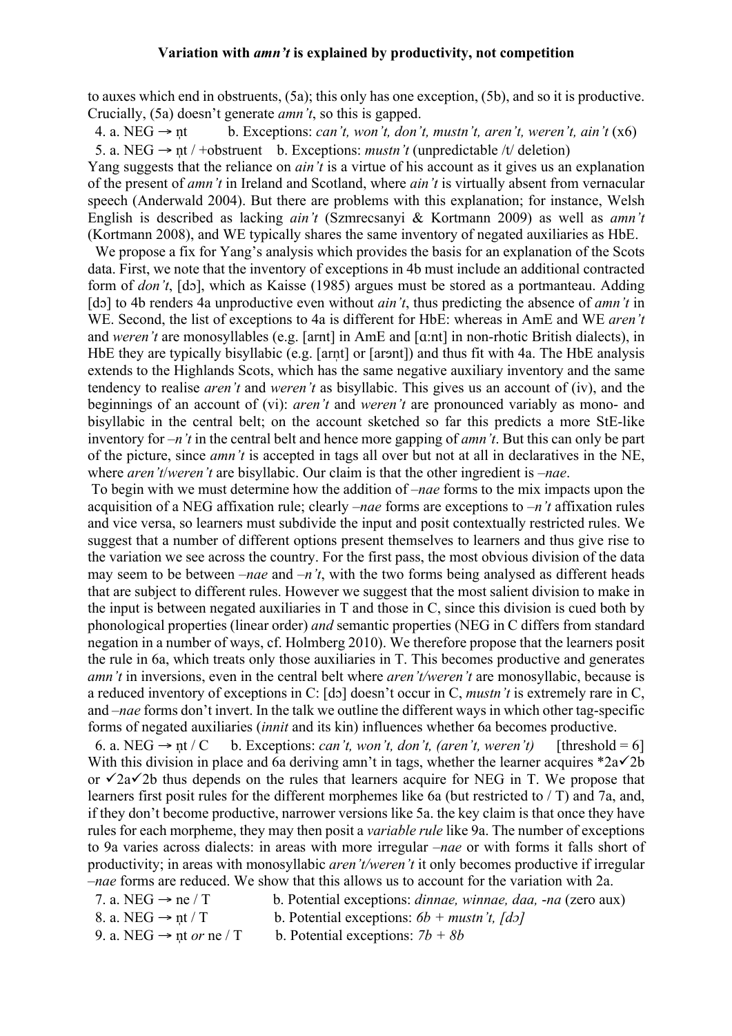to auxes which end in obstruents, (5a); this only has one exception, (5b), and so it is productive. Crucially, (5a) doesn't generate *amn't*, so this is gapped.

4. a. NEG → n̩t  b. Exceptions: *can't, won't, don't, mustn't, aren't, weren't, ain't* (x6)

5. a. NEG → n̩t / +obstruent  b. Exceptions: *mustn't* (unpredictable /t/ deletion)

Yang suggests that the reliance on *ain't* is a virtue of his account as it gives us an explanation of the present of *amn't* in Ireland and Scotland, where *ain't* is virtually absent from vernacular speech (Anderwald 2004). But there are problems with this explanation; for instance, Welsh English is described as lacking *ain't* (Szmrecsanyi & Kortmann 2009) as well as *amn't* (Kortmann 2008), and WE typically shares the same inventory of negated auxiliaries as HbE.

We propose a fix for Yang's analysis which provides the basis for an explanation of the Scots data. First, we note that the inventory of exceptions in 4b must include an additional contracted form of *don't*, [dɔ], which as Kaisse (1985) argues must be stored as a portmanteau. Adding [dɔ] to 4b renders 4a unproductive even without *ain't*, thus predicting the absence of *amn't* in WE. Second, the list of exceptions to 4a is different for HbE: whereas in AmE and WE *aren't* and *weren't* are monosyllables (e.g. [arnt] in AmE and [ɑ:nt] in non-rhotic British dialects), in HbE they are typically bisyllabic (e.g. [arn̩t] or [arənt]) and thus fit with 4a. The HbE analysis extends to the Highlands Scots, which has the same negative auxiliary inventory and the same tendency to realise *aren't* and *weren't* as bisyllabic. This gives us an account of (iv), and the beginnings of an account of (vi): *aren't* and *weren't* are pronounced variably as mono- and bisyllabic in the central belt; on the account sketched so far this predicts a more StE-like inventory for *–n't* in the central belt and hence more gapping of *amn't*. But this can only be part of the picture, since *amn't* is accepted in tags all over but not at all in declaratives in the NE, where *aren't*/*weren't* are bisyllabic. Our claim is that the other ingredient is *–nae*.

To begin with we must determine how the addition of *–nae* forms to the mix impacts upon the acquisition of a NEG affixation rule; clearly *–nae* forms are exceptions to *–n't* affixation rules and vice versa, so learners must subdivide the input and posit contextually restricted rules. We suggest that a number of different options present themselves to learners and thus give rise to the variation we see across the country. For the first pass, the most obvious division of the data may seem to be between *–nae* and *–n't*, with the two forms being analysed as different heads that are subject to different rules. However we suggest that the most salient division to make in the input is between negated auxiliaries in T and those in C, since this division is cued both by phonological properties (linear order) *and* semantic properties (NEG in C differs from standard negation in a number of ways, cf. Holmberg 2010). We therefore propose that the learners posit the rule in 6a, which treats only those auxiliaries in T. This becomes productive and generates *amn't* in inversions, even in the central belt where *aren't/weren't* are monosyllabic, because is a reduced inventory of exceptions in C: [dɔ] doesn't occur in C, *mustn't* is extremely rare in C, and *–nae* forms don't invert. In the talk we outline the different ways in which other tag-specific forms of negated auxiliaries (*innit* and its kin) influences whether 6a becomes productive.

6. a. NEG → n̩t / C  b. Exceptions: *can't, won't, don't, (aren't, weren't)*  [threshold = 6]

With this division in place and 6a deriving amn't in tags, whether the learner acquires *2a✓2b or ✓2a✓2b thus depends on the rules that learners acquire for NEG in T. We propose that learners first posit rules for the different morphemes like 6a (but restricted to / T) and 7a, and, if they don't become productive, narrower versions like 5a. the key claim is that once they have rules for each morpheme, they may then posit a *variable rule* like 9a. The number of exceptions to 9a varies across dialects: in areas with more irregular *–nae* or with forms it falls short of productivity; in areas with monosyllabic *aren't/weren't* it only becomes productive if irregular *–nae* forms are reduced. We show that this allows us to account for the variation with 2a.

7. a. NEG → ne / T  b. Potential exceptions: *dinnae, winnae, daa, -na* (zero aux)

8. a. NEG → n̩t / T  b. Potential exceptions: *6b + mustn't, [dɔ]*

9. a. NEG → n̩t *or* ne / T  b. Potential exceptions: *7b + 8b*